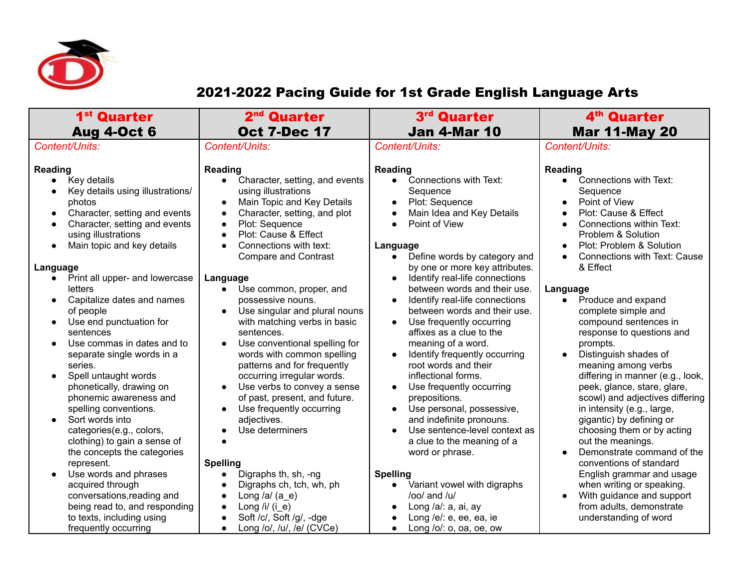# 2021-2022 Pacing Guide for 1st Grade English Language Arts

| 1st Quarter<br>Aug 4-Oct 6 | 2nd Quarter<br>Oct 7-Dec 17 | 3rd Quarter<br>Jan 4-Mar 10 | 4th Quarter<br>Mar 11-May 20 |
|---|---|---|---|
| *Content/Units:*<br><br>**Reading**<br>• Key details<br>• Key details using illustrations/ photos<br>• Character, setting and events<br>• Character, setting and events using illustrations<br>• Main topic and key details<br><br>**Language**<br>• Print all upper- and lowercase letters<br>• Capitalize dates and names of people<br>• Use end punctuation for sentences<br>• Use commas in dates and to separate single words in a series.<br>• Spell untaught words phonetically, drawing on phonemic awareness and spelling conventions.<br>• Sort words into categories(e.g., colors, clothing) to gain a sense of the concepts the categories represent.<br>• Use words and phrases acquired through conversations,reading and being read to, and responding to texts, including using frequently occurring | *Content/Units:*<br><br>**Reading**<br>• Character, setting, and events using illustrations<br>• Main Topic and Key Details<br>• Character, setting, and plot<br>• Plot: Sequence<br>• Plot: Cause & Effect<br>• Connections with text: Compare and Contrast<br><br>**Language**<br>• Use common, proper, and possessive nouns.<br>• Use singular and plural nouns with matching verbs in basic sentences.<br>• Use conventional spelling for words with common spelling patterns and for frequently occurring irregular words.<br>• Use verbs to convey a sense of past, present, and future.<br>• Use frequently occurring adjectives.<br>• Use determiners<br>•<br><br>**Spelling**<br>• Digraphs th, sh, -ng<br>• Digraphs ch, tch, wh, ph<br>• Long /a/ (a_e)<br>• Long /i/ (i_e)<br>• Soft /c/, Soft /g/, -dge<br>• Long /o/, /u/, /e/ (CVCe) | *Content/Units:*<br><br>**Reading**<br>• Connections with Text: Sequence<br>• Plot: Sequence<br>• Main Idea and Key Details<br>• Point of View<br><br>**Language**<br>• Define words by category and by one or more key attributes.<br>• Identify real-life connections between words and their use.<br>• Identify real-life connections between words and their use.<br>• Use frequently occurring affixes as a clue to the meaning of a word.<br>• Identify frequently occurring root words and their inflectional forms.<br>• Use frequently occurring prepositions.<br>• Use personal, possessive, and indefinite pronouns.<br>• Use sentence-level context as a clue to the meaning of a word or phrase.<br><br>**Spelling**<br>• Variant vowel with digraphs /oo/ and /u/<br>• Long /a/: a, ai, ay<br>• Long /e/: e, ee, ea, ie<br>• Long /o/: o, oa, oe, ow | *Content/Units:*<br><br>**Reading**<br>• Connections with Text: Sequence<br>• Point of View<br>• Plot: Cause & Effect<br>• Connections within Text: Problem & Solution<br>• Plot: Problem & Solution<br>• Connections with Text: Cause & Effect<br><br>**Language**<br>• Produce and expand complete simple and compound sentences in response to questions and prompts.<br>• Distinguish shades of meaning among verbs differing in manner (e.g., look, peek, glance, stare, glare, scowl) and adjectives differing in intensity (e.g., large, gigantic) by defining or choosing them or by acting out the meanings.<br>• Demonstrate command of the conventions of standard English grammar and usage when writing or speaking.<br>• With guidance and support from adults, demonstrate understanding of word |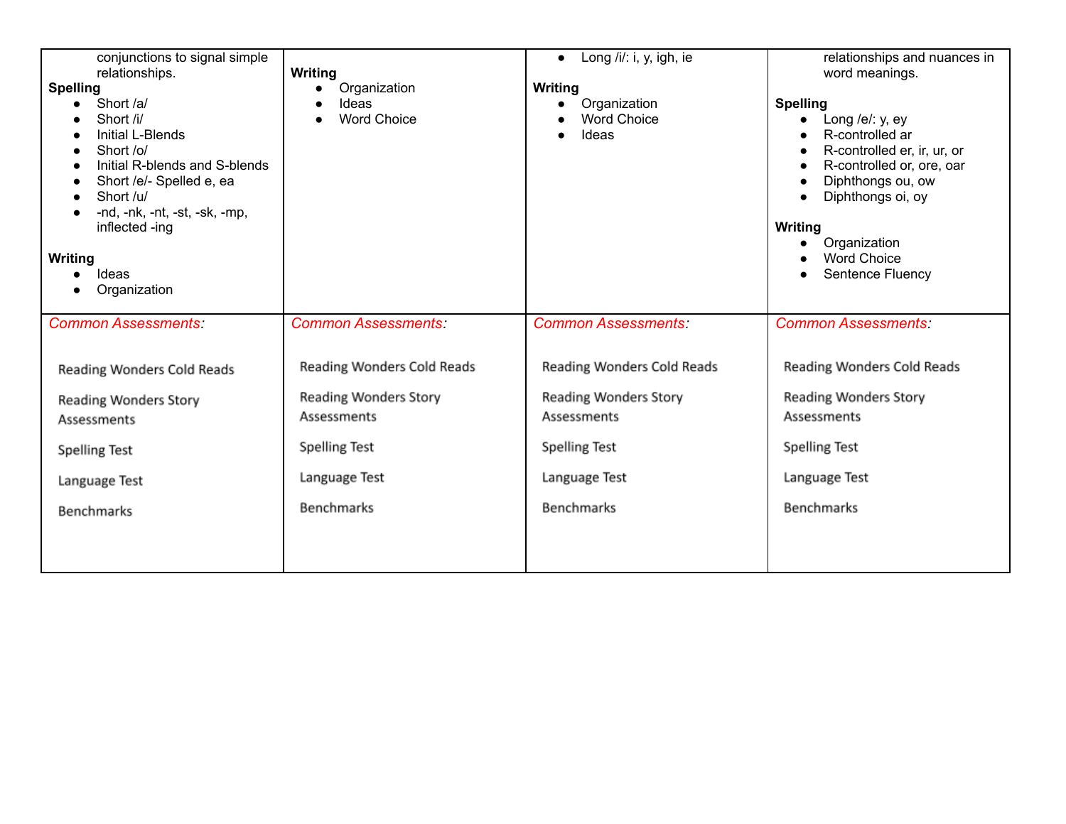| | | | |
|---|---|---|---|
| conjunctions to signal simple relationships.<br>**Spelling**<br>• Short /a/<br>• Short /i/<br>• Initial L-Blends<br>• Short /o/<br>• Initial R-blends and S-blends<br>• Short /e/- Spelled e, ea<br>• Short /u/<br>• -nd, -nk, -nt, -st, -sk, -mp, inflected -ing<br><br>**Writing**<br>• Ideas<br>• Organization | **Writing**<br>• Organization<br>• Ideas<br>• Word Choice | • Long /i/: i, y, igh, ie<br><br>**Writing**<br>• Organization<br>• Word Choice<br>• Ideas | relationships and nuances in word meanings.<br><br>**Spelling**<br>• Long /e/: y, ey<br>• R-controlled ar<br>• R-controlled er, ir, ur, or<br>• R-controlled or, ore, oar<br>• Diphthongs ou, ow<br>• Diphthongs oi, oy<br><br>**Writing**<br>• Organization<br>• Word Choice<br>• Sentence Fluency |
| *Common Assessments*:<br><br>Reading Wonders Cold Reads<br><br>Reading Wonders Story Assessments<br><br>Spelling Test<br><br>Language Test<br><br>Benchmarks | *Common Assessments*:<br><br>Reading Wonders Cold Reads<br><br>Reading Wonders Story Assessments<br><br>Spelling Test<br><br>Language Test<br><br>Benchmarks | *Common Assessments*:<br><br>Reading Wonders Cold Reads<br><br>Reading Wonders Story Assessments<br><br>Spelling Test<br><br>Language Test<br><br>Benchmarks | *Common Assessments*:<br><br>Reading Wonders Cold Reads<br><br>Reading Wonders Story Assessments<br><br>Spelling Test<br><br>Language Test<br><br>Benchmarks |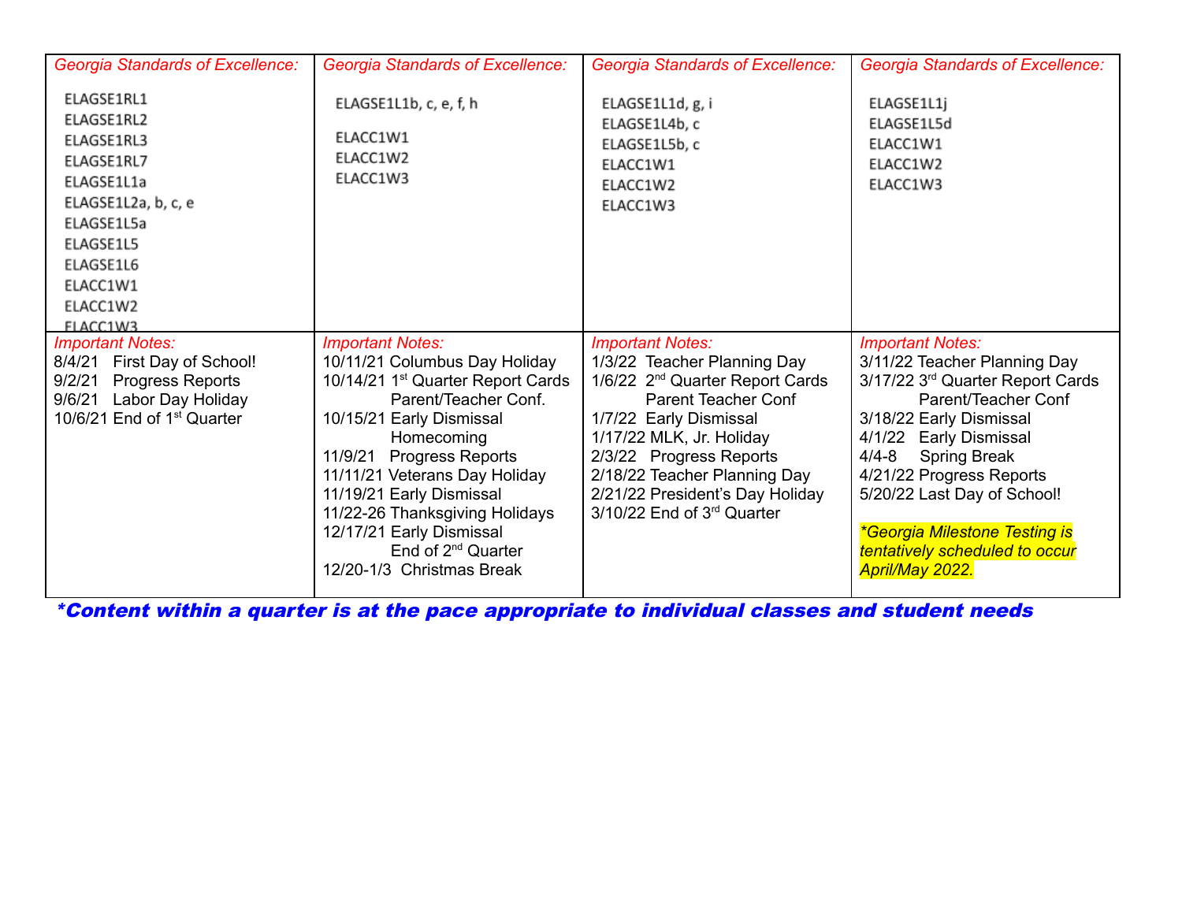| | | | |
|---|---|---|---|
| *Georgia Standards of Excellence:*<br><br>ELAGSE1RL1<br>ELAGSE1RL2<br>ELAGSE1RL3<br>ELAGSE1RL7<br>ELAGSE1L1a<br>ELAGSE1L2a, b, c, e<br>ELAGSE1L5a<br>ELAGSE1L5<br>ELAGSE1L6<br>ELACC1W1<br>ELACC1W2<br>ELACC1W3 | *Georgia Standards of Excellence:*<br><br>ELAGSE1L1b, c, e, f, h<br><br>ELACC1W1<br>ELACC1W2<br>ELACC1W3 | *Georgia Standards of Excellence:*<br><br>ELAGSE1L1d, g, i<br>ELAGSE1L4b, c<br>ELAGSE1L5b, c<br>ELACC1W1<br>ELACC1W2<br>ELACC1W3 | *Georgia Standards of Excellence:*<br><br>ELAGSE1L1j<br>ELAGSE1L5d<br>ELACC1W1<br>ELACC1W2<br>ELACC1W3 |
| *Important Notes:*<br>8/4/21 First Day of School!<br>9/2/21 Progress Reports<br>9/6/21 Labor Day Holiday<br>10/6/21 End of 1st Quarter | *Important Notes:*<br>10/11/21 Columbus Day Holiday<br>10/14/21 1st Quarter Report Cards Parent/Teacher Conf.<br>10/15/21 Early Dismissal Homecoming<br>11/9/21 Progress Reports<br>11/11/21 Veterans Day Holiday<br>11/19/21 Early Dismissal<br>11/22-26 Thanksgiving Holidays<br>12/17/21 Early Dismissal End of 2nd Quarter<br>12/20-1/3 Christmas Break | *Important Notes:*<br>1/3/22 Teacher Planning Day<br>1/6/22 2nd Quarter Report Cards Parent Teacher Conf<br>1/7/22 Early Dismissal<br>1/17/22 MLK, Jr. Holiday<br>2/3/22 Progress Reports<br>2/18/22 Teacher Planning Day<br>2/21/22 President's Day Holiday<br>3/10/22 End of 3rd Quarter | *Important Notes:*<br>3/11/22 Teacher Planning Day<br>3/17/22 3rd Quarter Report Cards Parent/Teacher Conf<br>3/18/22 Early Dismissal<br>4/1/22 Early Dismissal<br>4/4-8 Spring Break<br>4/21/22 Progress Reports<br>5/20/22 Last Day of School!<br><br>*\*Georgia Milestone Testing is tentatively scheduled to occur April/May 2022.* |

***\*Content within a quarter is at the pace appropriate to individual classes and student needs***